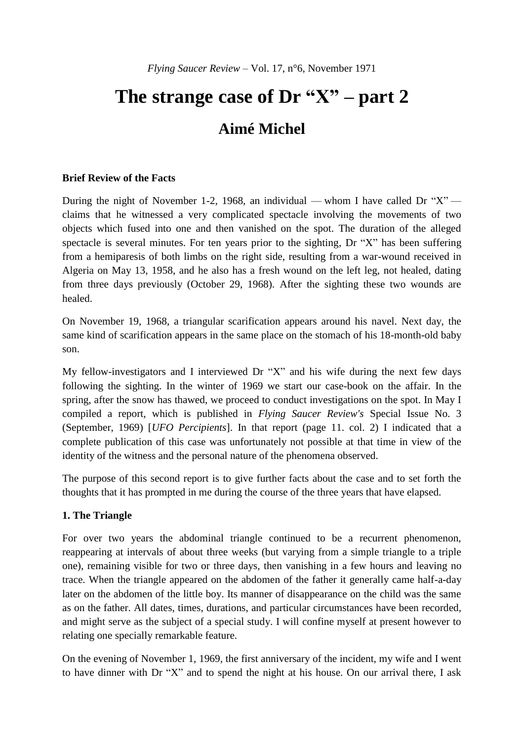*Flying Saucer Review* – Vol. 17, n°6, November 1971

# The strange case of Dr "X" – part 2

## Aimé Michel

**Brief Review of the Facts**

During the night of November 1-2, 1968, an individual — whom I have called Dr "X" — claims that he witnessed a very complicated spectacle involving the movements of two objects which fused into one and then vanished on the spot. The duration of the alleged spectacle is several minutes. For ten years prior to the sighting, Dr "X" has been suffering from a hemiparesis of both limbs on the right side, resulting from a war-wound received in Algeria on May 13, 1958, and he also has a fresh wound on the left leg, not healed, dating from three days previously (October 29, 1968). After the sighting these two wounds are healed.

On November 19, 1968, a triangular scarification appears around his navel. Next day, the same kind of scarification appears in the same place on the stomach of his 18-month-old baby son.

My fellow-investigators and I interviewed Dr "X" and his wife during the next few days following the sighting. In the winter of 1969 we start our case-book on the affair. In the spring, after the snow has thawed, we proceed to conduct investigations on the spot. In May I compiled a report, which is published in *Flying Saucer Review's* Special Issue No. 3 (September, 1969) [*UFO Percipients*]. In that report (page 11. col. 2) I indicated that a complete publication of this case was unfortunately not possible at that time in view of the identity of the witness and the personal nature of the phenomena observed.

The purpose of this second report is to give further facts about the case and to set forth the thoughts that it has prompted in me during the course of the three years that have elapsed.

**1. The Triangle**

For over two years the abdominal triangle continued to be a recurrent phenomenon, reappearing at intervals of about three weeks (but varying from a simple triangle to a triple one), remaining visible for two or three days, then vanishing in a few hours and leaving no trace. When the triangle appeared on the abdomen of the father it generally came half-a-day later on the abdomen of the little boy. Its manner of disappearance on the child was the same as on the father. All dates, times, durations, and particular circumstances have been recorded, and might serve as the subject of a special study. I will confine myself at present however to relating one specially remarkable feature.

On the evening of November 1, 1969, the first anniversary of the incident, my wife and I went to have dinner with Dr "X" and to spend the night at his house. On our arrival there, I ask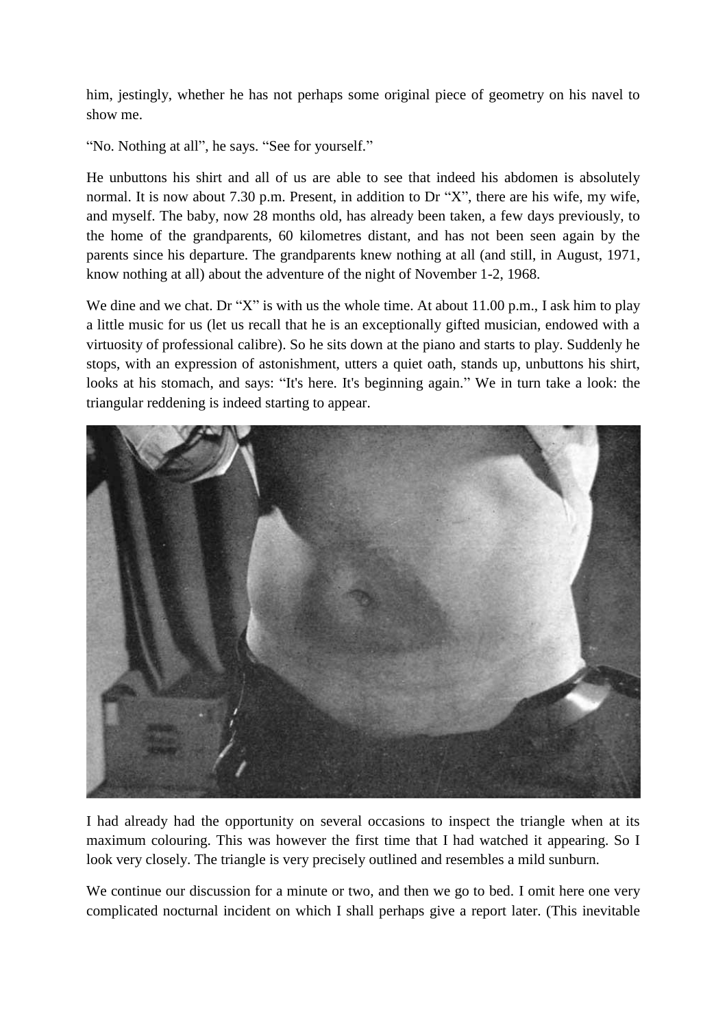him, jestingly, whether he has not perhaps some original piece of geometry on his navel to show me.

“No. Nothing at all”, he says. “See for yourself.”

He unbuttons his shirt and all of us are able to see that indeed his abdomen is absolutely normal. It is now about 7.30 p.m. Present, in addition to Dr “X”, there are his wife, my wife, and myself. The baby, now 28 months old, has already been taken, a few days previously, to the home of the grandparents, 60 kilometres distant, and has not been seen again by the parents since his departure. The grandparents knew nothing at all (and still, in August, 1971, know nothing at all) about the adventure of the night of November 1-2, 1968.

We dine and we chat. Dr “X” is with us the whole time. At about 11.00 p.m., I ask him to play a little music for us (let us recall that he is an exceptionally gifted musician, endowed with a virtuosity of professional calibre). So he sits down at the piano and starts to play. Suddenly he stops, with an expression of astonishment, utters a quiet oath, stands up, unbuttons his shirt, looks at his stomach, and says: “It's here. It's beginning again.” We in turn take a look: the triangular reddening is indeed starting to appear.

I had already had the opportunity on several occasions to inspect the triangle when at its maximum colouring. This was however the first time that I had watched it appearing. So I look very closely. The triangle is very precisely outlined and resembles a mild sunburn.

We continue our discussion for a minute or two, and then we go to bed. I omit here one very complicated nocturnal incident on which I shall perhaps give a report later. (This inevitable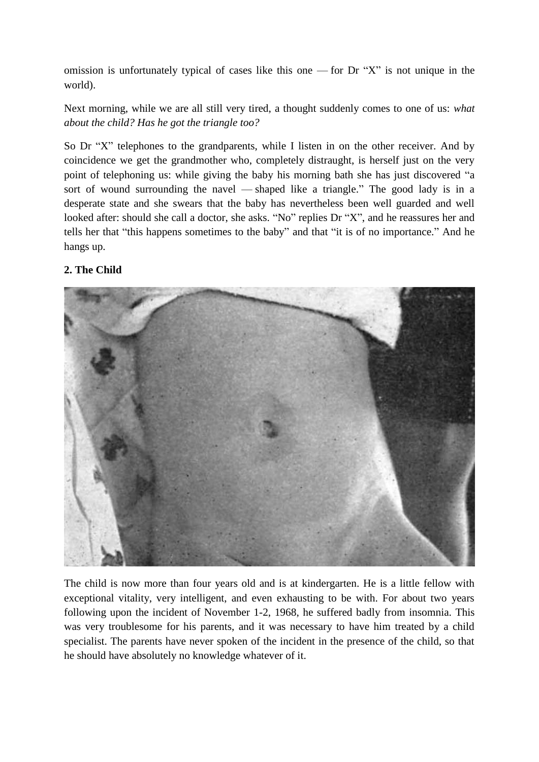omission is unfortunately typical of cases like this one — for Dr "X" is not unique in the world).

Next morning, while we are all still very tired, a thought suddenly comes to one of us: *what about the child? Has he got the triangle too?*

So Dr "X" telephones to the grandparents, while I listen in on the other receiver. And by coincidence we get the grandmother who, completely distraught, is herself just on the very point of telephoning us: while giving the baby his morning bath she has just discovered "a sort of wound surrounding the navel — shaped like a triangle." The good lady is in a desperate state and she swears that the baby has nevertheless been well guarded and well looked after: should she call a doctor, she asks. "No" replies Dr "X", and he reassures her and tells her that "this happens sometimes to the baby" and that "it is of no importance." And he hangs up.

**2. The Child**

The child is now more than four years old and is at kindergarten. He is a little fellow with exceptional vitality, very intelligent, and even exhausting to be with. For about two years following upon the incident of November 1-2, 1968, he suffered badly from insomnia. This was very troublesome for his parents, and it was necessary to have him treated by a child specialist. The parents have never spoken of the incident in the presence of the child, so that he should have absolutely no knowledge whatever of it.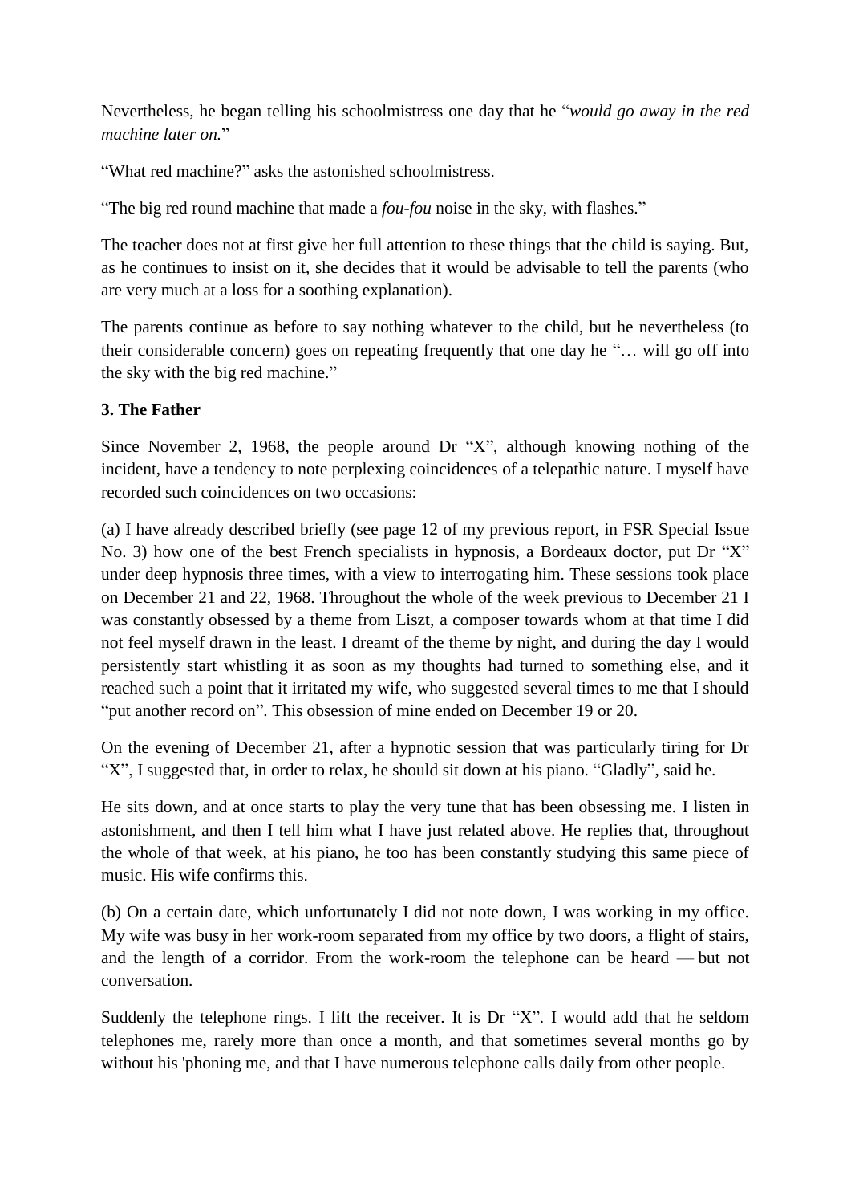Nevertheless, he began telling his schoolmistress one day that he "*would go away in the red machine later on.*"

"What red machine?" asks the astonished schoolmistress.

"The big red round machine that made a *fou-fou* noise in the sky, with flashes."

The teacher does not at first give her full attention to these things that the child is saying. But, as he continues to insist on it, she decides that it would be advisable to tell the parents (who are very much at a loss for a soothing explanation).

The parents continue as before to say nothing whatever to the child, but he nevertheless (to their considerable concern) goes on repeating frequently that one day he "… will go off into the sky with the big red machine."

**3. The Father**

Since November 2, 1968, the people around Dr "X", although knowing nothing of the incident, have a tendency to note perplexing coincidences of a telepathic nature. I myself have recorded such coincidences on two occasions:

(a) I have already described briefly (see page 12 of my previous report, in FSR Special Issue No. 3) how one of the best French specialists in hypnosis, a Bordeaux doctor, put Dr "X" under deep hypnosis three times, with a view to interrogating him. These sessions took place on December 21 and 22, 1968. Throughout the whole of the week previous to December 21 I was constantly obsessed by a theme from Liszt, a composer towards whom at that time I did not feel myself drawn in the least. I dreamt of the theme by night, and during the day I would persistently start whistling it as soon as my thoughts had turned to something else, and it reached such a point that it irritated my wife, who suggested several times to me that I should "put another record on". This obsession of mine ended on December 19 or 20.

On the evening of December 21, after a hypnotic session that was particularly tiring for Dr "X", I suggested that, in order to relax, he should sit down at his piano. "Gladly", said he.

He sits down, and at once starts to play the very tune that has been obsessing me. I listen in astonishment, and then I tell him what I have just related above. He replies that, throughout the whole of that week, at his piano, he too has been constantly studying this same piece of music. His wife confirms this.

(b) On a certain date, which unfortunately I did not note down, I was working in my office. My wife was busy in her work-room separated from my office by two doors, a flight of stairs, and the length of a corridor. From the work-room the telephone can be heard — but not conversation.

Suddenly the telephone rings. I lift the receiver. It is Dr "X". I would add that he seldom telephones me, rarely more than once a month, and that sometimes several months go by without his 'phoning me, and that I have numerous telephone calls daily from other people.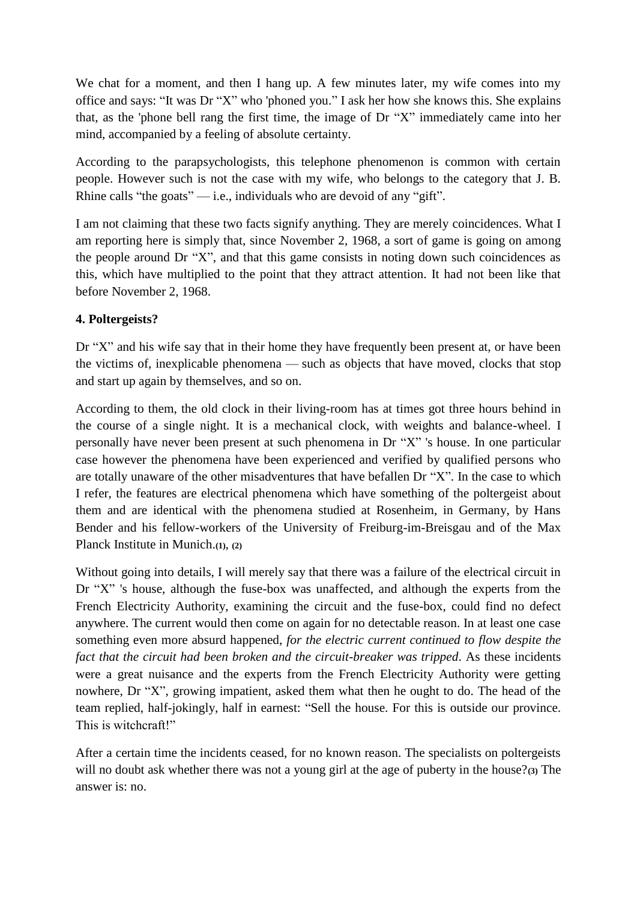We chat for a moment, and then I hang up. A few minutes later, my wife comes into my office and says: “It was Dr “X” who 'phoned you.” I ask her how she knows this. She explains that, as the 'phone bell rang the first time, the image of Dr “X” immediately came into her mind, accompanied by a feeling of absolute certainty.

According to the parapsychologists, this telephone phenomenon is common with certain people. However such is not the case with my wife, who belongs to the category that J. B. Rhine calls “the goats” — i.e., individuals who are devoid of any “gift”.

I am not claiming that these two facts signify anything. They are merely coincidences. What I am reporting here is simply that, since November 2, 1968, a sort of game is going on among the people around Dr “X”, and that this game consists in noting down such coincidences as this, which have multiplied to the point that they attract attention. It had not been like that before November 2, 1968.

#### 4. Poltergeists?

Dr “X” and his wife say that in their home they have frequently been present at, or have been the victims of, inexplicable phenomena — such as objects that have moved, clocks that stop and start up again by themselves, and so on.

According to them, the old clock in their living-room has at times got three hours behind in the course of a single night. It is a mechanical clock, with weights and balance-wheel. I personally have never been present at such phenomena in Dr “X” 's house. In one particular case however the phenomena have been experienced and verified by qualified persons who are totally unaware of the other misadventures that have befallen Dr “X”. In the case to which I refer, the features are electrical phenomena which have something of the poltergeist about them and are identical with the phenomena studied at Rosenheim, in Germany, by Hans Bender and his fellow-workers of the University of Freiburg-im-Breisgau and of the Max Planck Institute in Munich.[(1), (2)]

Without going into details, I will merely say that there was a failure of the electrical circuit in Dr “X” 's house, although the fuse-box was unaffected, and although the experts from the French Electricity Authority, examining the circuit and the fuse-box, could find no defect anywhere. The current would then come on again for no detectable reason. In at least one case something even more absurd happened, *for the electric current continued to flow despite the fact that the circuit had been broken and the circuit-breaker was tripped*. As these incidents were a great nuisance and the experts from the French Electricity Authority were getting nowhere, Dr “X”, growing impatient, asked them what then he ought to do. The head of the team replied, half-jokingly, half in earnest: “Sell the house. For this is outside our province. This is witchcraft!”

After a certain time the incidents ceased, for no known reason. The specialists on poltergeists will no doubt ask whether there was not a young girl at the age of puberty in the house?[(3)] The answer is: no.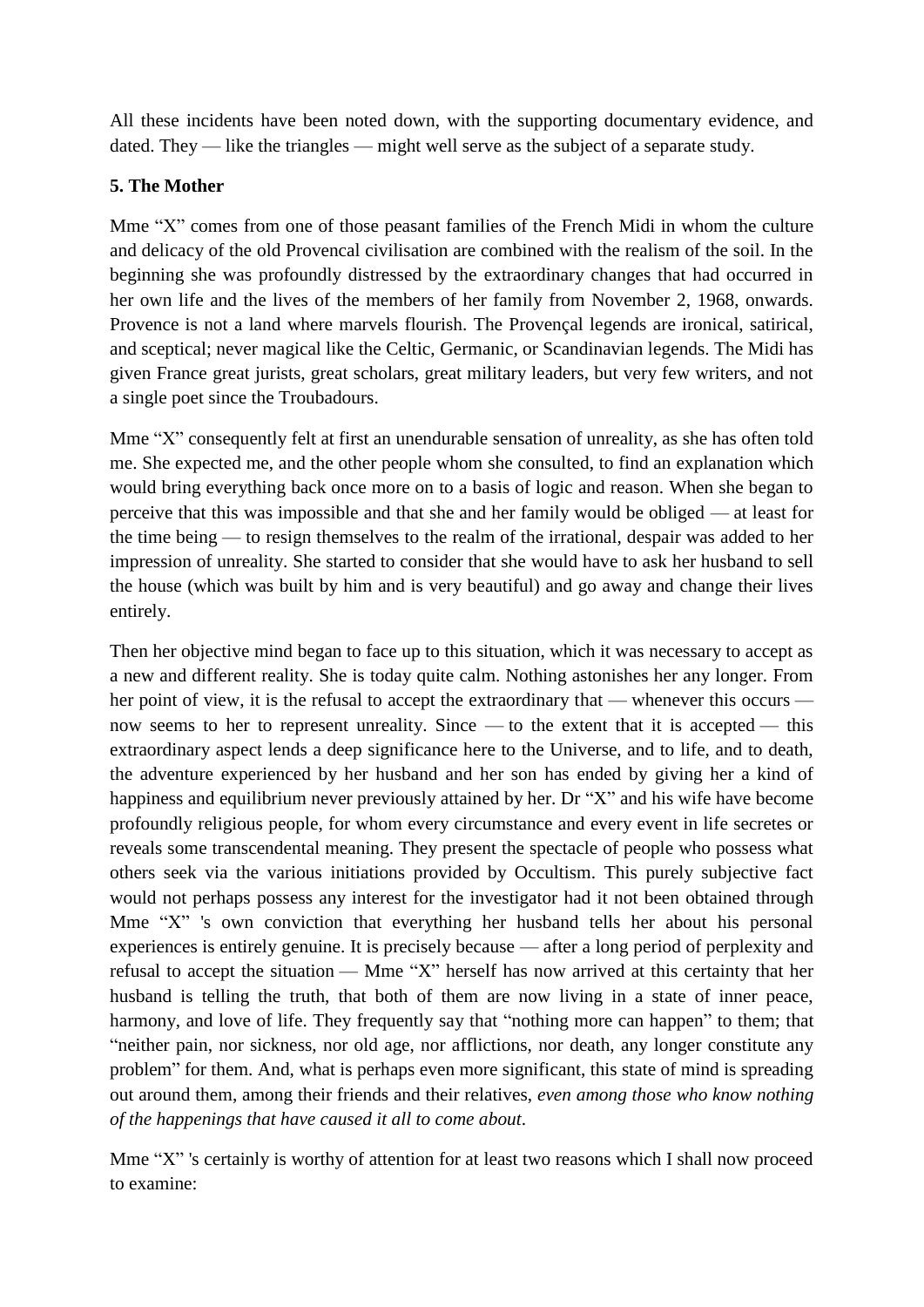All these incidents have been noted down, with the supporting documentary evidence, and dated. They — like the triangles — might well serve as the subject of a separate study.

### 5. The Mother

Mme “X” comes from one of those peasant families of the French Midi in whom the culture and delicacy of the old Provencal civilisation are combined with the realism of the soil. In the beginning she was profoundly distressed by the extraordinary changes that had occurred in her own life and the lives of the members of her family from November 2, 1968, onwards. Provence is not a land where marvels flourish. The Provençal legends are ironical, satirical, and sceptical; never magical like the Celtic, Germanic, or Scandinavian legends. The Midi has given France great jurists, great scholars, great military leaders, but very few writers, and not a single poet since the Troubadours.

Mme “X” consequently felt at first an unendurable sensation of unreality, as she has often told me. She expected me, and the other people whom she consulted, to find an explanation which would bring everything back once more on to a basis of logic and reason. When she began to perceive that this was impossible and that she and her family would be obliged — at least for the time being — to resign themselves to the realm of the irrational, despair was added to her impression of unreality. She started to consider that she would have to ask her husband to sell the house (which was built by him and is very beautiful) and go away and change their lives entirely.

Then her objective mind began to face up to this situation, which it was necessary to accept as a new and different reality. She is today quite calm. Nothing astonishes her any longer. From her point of view, it is the refusal to accept the extraordinary that — whenever this occurs — now seems to her to represent unreality. Since — to the extent that it is accepted — this extraordinary aspect lends a deep significance here to the Universe, and to life, and to death, the adventure experienced by her husband and her son has ended by giving her a kind of happiness and equilibrium never previously attained by her. Dr “X” and his wife have become profoundly religious people, for whom every circumstance and every event in life secretes or reveals some transcendental meaning. They present the spectacle of people who possess what others seek via the various initiations provided by Occultism. This purely subjective fact would not perhaps possess any interest for the investigator had it not been obtained through Mme “X” 's own conviction that everything her husband tells her about his personal experiences is entirely genuine. It is precisely because — after a long period of perplexity and refusal to accept the situation — Mme “X” herself has now arrived at this certainty that her husband is telling the truth, that both of them are now living in a state of inner peace, harmony, and love of life. They frequently say that “nothing more can happen” to them; that “neither pain, nor sickness, nor old age, nor afflictions, nor death, any longer constitute any problem” for them. And, what is perhaps even more significant, this state of mind is spreading out around them, among their friends and their relatives, *even among those who know nothing of the happenings that have caused it all to come about*.

Mme “X” 's certainly is worthy of attention for at least two reasons which I shall now proceed to examine: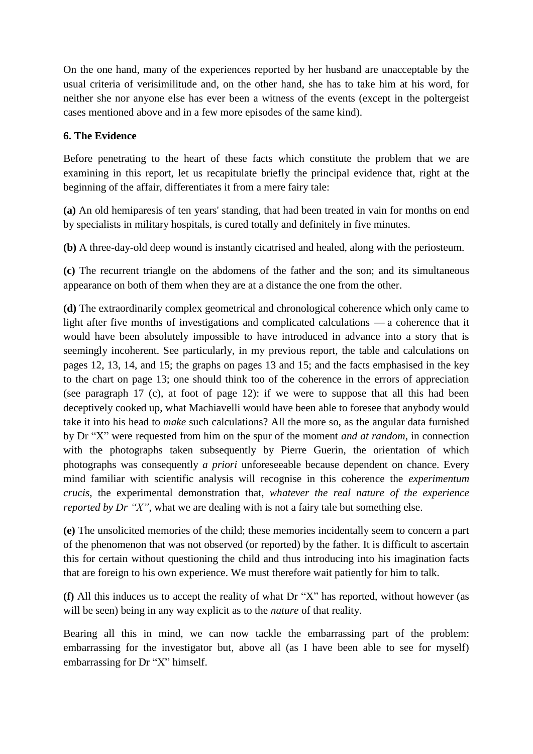On the one hand, many of the experiences reported by her husband are unacceptable by the usual criteria of verisimilitude and, on the other hand, she has to take him at his word, for neither she nor anyone else has ever been a witness of the events (except in the poltergeist cases mentioned above and in a few more episodes of the same kind).

**6. The Evidence**

Before penetrating to the heart of these facts which constitute the problem that we are examining in this report, let us recapitulate briefly the principal evidence that, right at the beginning of the affair, differentiates it from a mere fairy tale:

**(a)** An old hemiparesis of ten years' standing, that had been treated in vain for months on end by specialists in military hospitals, is cured totally and definitely in five minutes.

**(b)** A three-day-old deep wound is instantly cicatrised and healed, along with the periosteum.

**(c)** The recurrent triangle on the abdomens of the father and the son; and its simultaneous appearance on both of them when they are at a distance the one from the other.

**(d)** The extraordinarily complex geometrical and chronological coherence which only came to light after five months of investigations and complicated calculations — a coherence that it would have been absolutely impossible to have introduced in advance into a story that is seemingly incoherent. See particularly, in my previous report, the table and calculations on pages 12, 13, 14, and 15; the graphs on pages 13 and 15; and the facts emphasised in the key to the chart on page 13; one should think too of the coherence in the errors of appreciation (see paragraph 17 (c), at foot of page 12): if we were to suppose that all this had been deceptively cooked up, what Machiavelli would have been able to foresee that anybody would take it into his head to *make* such calculations? All the more so, as the angular data furnished by Dr "X" were requested from him on the spur of the moment *and at random*, in connection with the photographs taken subsequently by Pierre Guerin, the orientation of which photographs was consequently *a priori* unforeseeable because dependent on chance. Every mind familiar with scientific analysis will recognise in this coherence the *experimentum crucis*, the experimental demonstration that, *whatever the real nature of the experience reported by Dr "X"*, what we are dealing with is not a fairy tale but something else.

**(e)** The unsolicited memories of the child; these memories incidentally seem to concern a part of the phenomenon that was not observed (or reported) by the father. It is difficult to ascertain this for certain without questioning the child and thus introducing into his imagination facts that are foreign to his own experience. We must therefore wait patiently for him to talk.

**(f)** All this induces us to accept the reality of what Dr "X" has reported, without however (as will be seen) being in any way explicit as to the *nature* of that reality.

Bearing all this in mind, we can now tackle the embarrassing part of the problem: embarrassing for the investigator but, above all (as I have been able to see for myself) embarrassing for Dr "X" himself.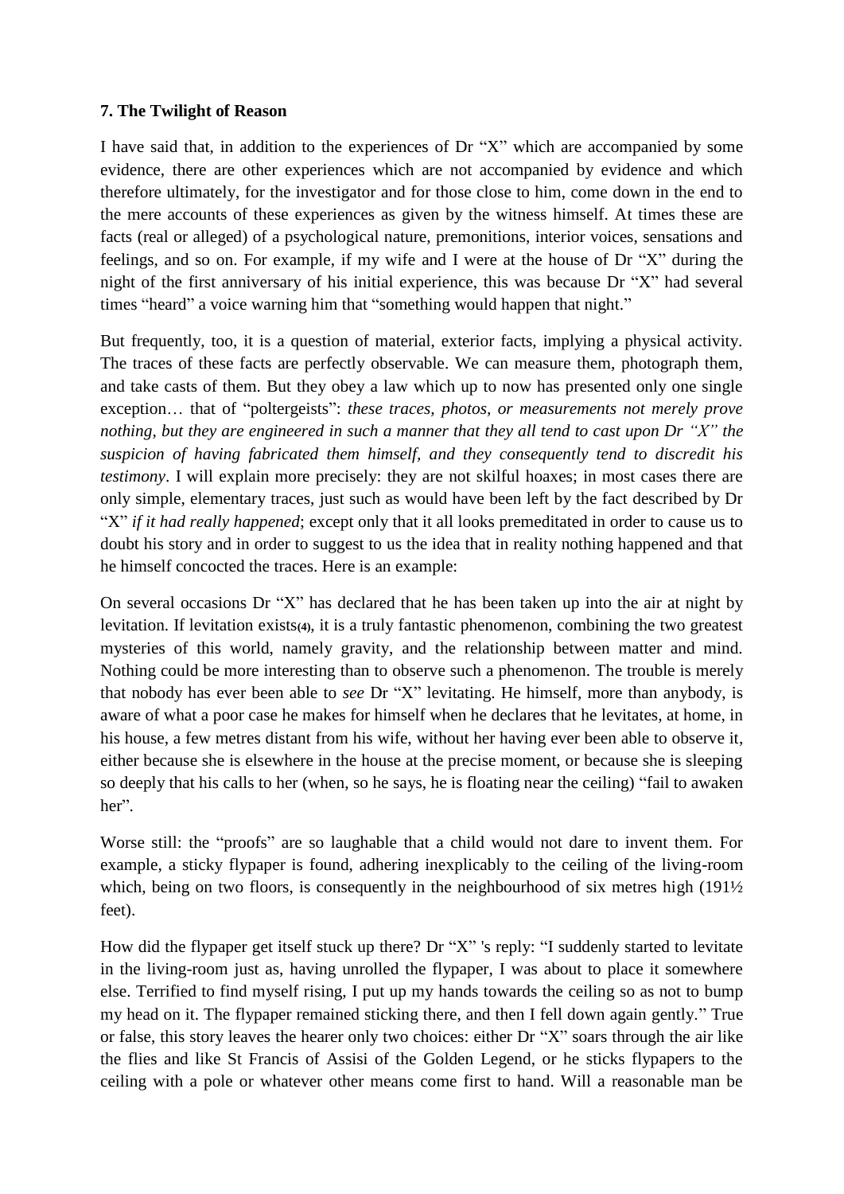**7. The Twilight of Reason**

I have said that, in addition to the experiences of Dr "X" which are accompanied by some evidence, there are other experiences which are not accompanied by evidence and which therefore ultimately, for the investigator and for those close to him, come down in the end to the mere accounts of these experiences as given by the witness himself. At times these are facts (real or alleged) of a psychological nature, premonitions, interior voices, sensations and feelings, and so on. For example, if my wife and I were at the house of Dr "X" during the night of the first anniversary of his initial experience, this was because Dr "X" had several times "heard" a voice warning him that "something would happen that night."

But frequently, too, it is a question of material, exterior facts, implying a physical activity. The traces of these facts are perfectly observable. We can measure them, photograph them, and take casts of them. But they obey a law which up to now has presented only one single exception… that of "poltergeists": *these traces, photos, or measurements not merely prove nothing, but they are engineered in such a manner that they all tend to cast upon Dr "X" the suspicion of having fabricated them himself, and they consequently tend to discredit his testimony*. I will explain more precisely: they are not skilful hoaxes; in most cases there are only simple, elementary traces, just such as would have been left by the fact described by Dr "X" *if it had really happened*; except only that it all looks premeditated in order to cause us to doubt his story and in order to suggest to us the idea that in reality nothing happened and that he himself concocted the traces. Here is an example:

On several occasions Dr "X" has declared that he has been taken up into the air at night by levitation. If levitation exists**(4)**, it is a truly fantastic phenomenon, combining the two greatest mysteries of this world, namely gravity, and the relationship between matter and mind. Nothing could be more interesting than to observe such a phenomenon. The trouble is merely that nobody has ever been able to *see* Dr "X" levitating. He himself, more than anybody, is aware of what a poor case he makes for himself when he declares that he levitates, at home, in his house, a few metres distant from his wife, without her having ever been able to observe it, either because she is elsewhere in the house at the precise moment, or because she is sleeping so deeply that his calls to her (when, so he says, he is floating near the ceiling) "fail to awaken her".

Worse still: the "proofs" are so laughable that a child would not dare to invent them. For example, a sticky flypaper is found, adhering inexplicably to the ceiling of the living-room which, being on two floors, is consequently in the neighbourhood of six metres high (191½ feet).

How did the flypaper get itself stuck up there? Dr "X" 's reply: "I suddenly started to levitate in the living-room just as, having unrolled the flypaper, I was about to place it somewhere else. Terrified to find myself rising, I put up my hands towards the ceiling so as not to bump my head on it. The flypaper remained sticking there, and then I fell down again gently." True or false, this story leaves the hearer only two choices: either Dr "X" soars through the air like the flies and like St Francis of Assisi of the Golden Legend, or he sticks flypapers to the ceiling with a pole or whatever other means come first to hand. Will a reasonable man be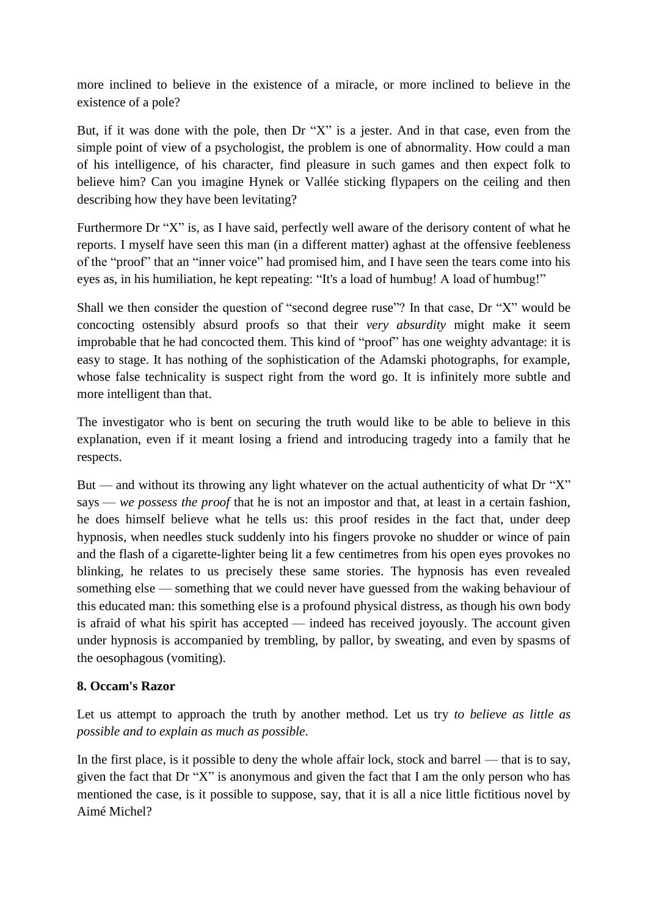more inclined to believe in the existence of a miracle, or more inclined to believe in the existence of a pole?

But, if it was done with the pole, then Dr "X" is a jester. And in that case, even from the simple point of view of a psychologist, the problem is one of abnormality. How could a man of his intelligence, of his character, find pleasure in such games and then expect folk to believe him? Can you imagine Hynek or Vallée sticking flypapers on the ceiling and then describing how they have been levitating?

Furthermore Dr "X" is, as I have said, perfectly well aware of the derisory content of what he reports. I myself have seen this man (in a different matter) aghast at the offensive feebleness of the "proof" that an "inner voice" had promised him, and I have seen the tears come into his eyes as, in his humiliation, he kept repeating: "It's a load of humbug! A load of humbug!"

Shall we then consider the question of "second degree ruse"? In that case, Dr "X" would be concocting ostensibly absurd proofs so that their *very absurdity* might make it seem improbable that he had concocted them. This kind of "proof" has one weighty advantage: it is easy to stage. It has nothing of the sophistication of the Adamski photographs, for example, whose false technicality is suspect right from the word go. It is infinitely more subtle and more intelligent than that.

The investigator who is bent on securing the truth would like to be able to believe in this explanation, even if it meant losing a friend and introducing tragedy into a family that he respects.

But — and without its throwing any light whatever on the actual authenticity of what Dr "X" says — *we possess the proof* that he is not an impostor and that, at least in a certain fashion, he does himself believe what he tells us: this proof resides in the fact that, under deep hypnosis, when needles stuck suddenly into his fingers provoke no shudder or wince of pain and the flash of a cigarette-lighter being lit a few centimetres from his open eyes provokes no blinking, he relates to us precisely these same stories. The hypnosis has even revealed something else — something that we could never have guessed from the waking behaviour of this educated man: this something else is a profound physical distress, as though his own body is afraid of what his spirit has accepted — indeed has received joyously. The account given under hypnosis is accompanied by trembling, by pallor, by sweating, and even by spasms of the oesophagous (vomiting).

### 8. Occam's Razor

Let us attempt to approach the truth by another method. Let us try *to believe as little as possible and to explain as much as possible*.

In the first place, is it possible to deny the whole affair lock, stock and barrel — that is to say, given the fact that Dr "X" is anonymous and given the fact that I am the only person who has mentioned the case, is it possible to suppose, say, that it is all a nice little fictitious novel by Aimé Michel?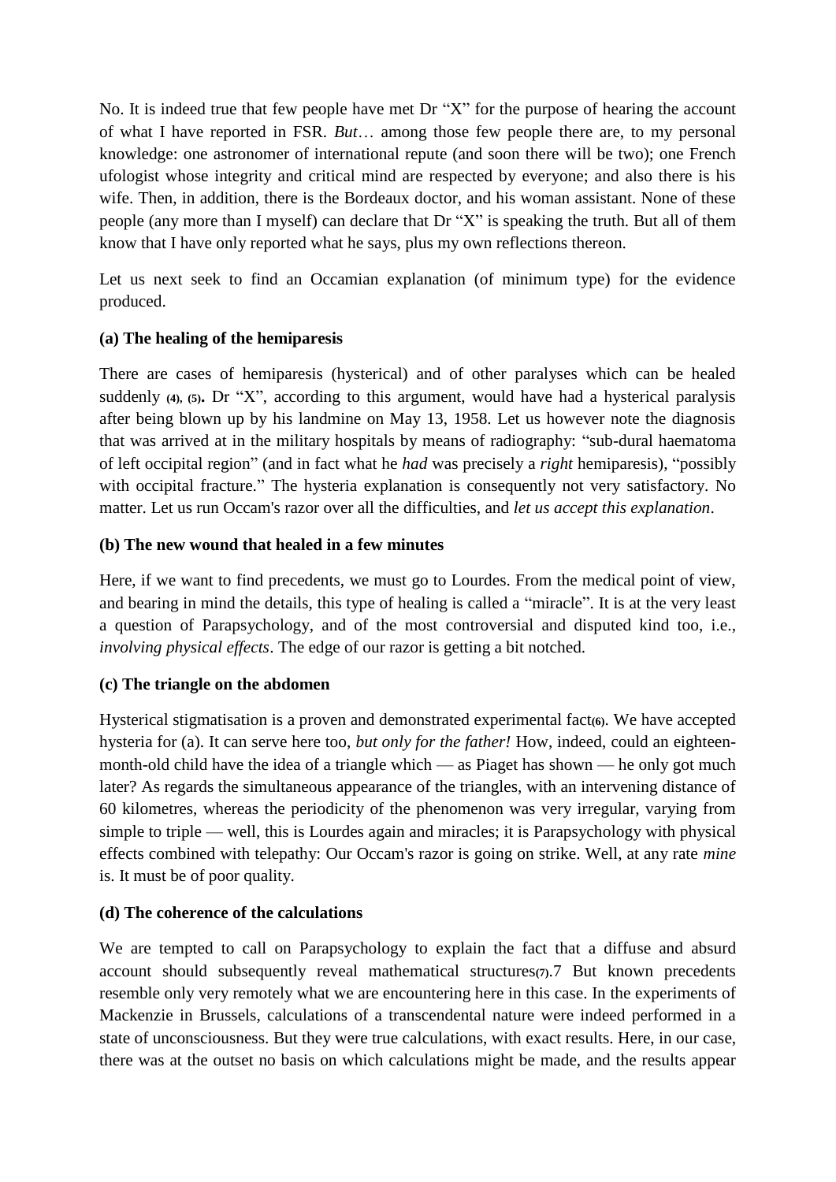No. It is indeed true that few people have met Dr “X” for the purpose of hearing the account of what I have reported in FSR. *But*… among those few people there are, to my personal knowledge: one astronomer of international repute (and soon there will be two); one French ufologist whose integrity and critical mind are respected by everyone; and also there is his wife. Then, in addition, there is the Bordeaux doctor, and his woman assistant. None of these people (any more than I myself) can declare that Dr “X” is speaking the truth. But all of them know that I have only reported what he says, plus my own reflections thereon.

Let us next seek to find an Occamian explanation (of minimum type) for the evidence produced.

**(a) The healing of the hemiparesis**

There are cases of hemiparesis (hysterical) and of other paralyses which can be healed suddenly **(4), (5)**. Dr “X”, according to this argument, would have had a hysterical paralysis after being blown up by his landmine on May 13, 1958. Let us however note the diagnosis that was arrived at in the military hospitals by means of radiography: “sub-dural haematoma of left occipital region” (and in fact what he *had* was precisely a *right* hemiparesis), “possibly with occipital fracture.” The hysteria explanation is consequently not very satisfactory. No matter. Let us run Occam's razor over all the difficulties, and *let us accept this explanation*.

**(b) The new wound that healed in a few minutes**

Here, if we want to find precedents, we must go to Lourdes. From the medical point of view, and bearing in mind the details, this type of healing is called a “miracle”. It is at the very least a question of Parapsychology, and of the most controversial and disputed kind too, i.e., *involving physical effects*. The edge of our razor is getting a bit notched.

**(c) The triangle on the abdomen**

Hysterical stigmatisation is a proven and demonstrated experimental fact**(6)**. We have accepted hysteria for (a). It can serve here too, *but only for the father!* How, indeed, could an eighteen-month-old child have the idea of a triangle which — as Piaget has shown — he only got much later? As regards the simultaneous appearance of the triangles, with an intervening distance of 60 kilometres, whereas the periodicity of the phenomenon was very irregular, varying from simple to triple — well, this is Lourdes again and miracles; it is Parapsychology with physical effects combined with telepathy: Our Occam's razor is going on strike. Well, at any rate *mine* is. It must be of poor quality.

**(d) The coherence of the calculations**

We are tempted to call on Parapsychology to explain the fact that a diffuse and absurd account should subsequently reveal mathematical structures**(7)**.7 But known precedents resemble only very remotely what we are encountering here in this case. In the experiments of Mackenzie in Brussels, calculations of a transcendental nature were indeed performed in a state of unconsciousness. But they were true calculations, with exact results. Here, in our case, there was at the outset no basis on which calculations might be made, and the results appear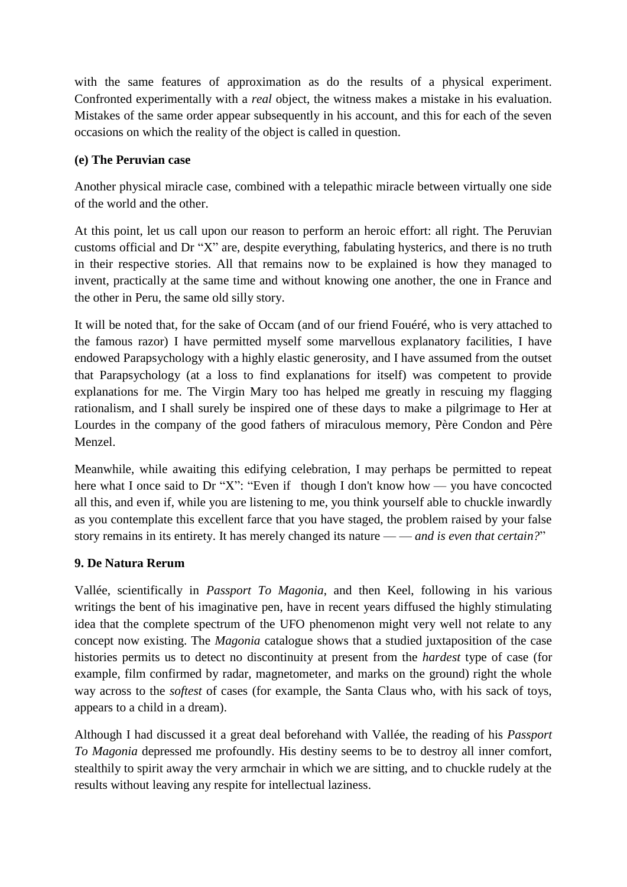with the same features of approximation as do the results of a physical experiment. Confronted experimentally with a *real* object, the witness makes a mistake in his evaluation. Mistakes of the same order appear subsequently in his account, and this for each of the seven occasions on which the reality of the object is called in question.

**(e) The Peruvian case**

Another physical miracle case, combined with a telepathic miracle between virtually one side of the world and the other.

At this point, let us call upon our reason to perform an heroic effort: all right. The Peruvian customs official and Dr "X" are, despite everything, fabulating hysterics, and there is no truth in their respective stories. All that remains now to be explained is how they managed to invent, practically at the same time and without knowing one another, the one in France and the other in Peru, the same old silly story.

It will be noted that, for the sake of Occam (and of our friend Fouéré, who is very attached to the famous razor) I have permitted myself some marvellous explanatory facilities, I have endowed Parapsychology with a highly elastic generosity, and I have assumed from the outset that Parapsychology (at a loss to find explanations for itself) was competent to provide explanations for me. The Virgin Mary too has helped me greatly in rescuing my flagging rationalism, and I shall surely be inspired one of these days to make a pilgrimage to Her at Lourdes in the company of the good fathers of miraculous memory, Père Condon and Père Menzel.

Meanwhile, while awaiting this edifying celebration, I may perhaps be permitted to repeat here what I once said to Dr "X": "Even if though I don't know how — you have concocted all this, and even if, while you are listening to me, you think yourself able to chuckle inwardly as you contemplate this excellent farce that you have staged, the problem raised by your false story remains in its entirety. It has merely changed its nature — — *and is even that certain?*"

## 9. De Natura Rerum

Vallée, scientifically in *Passport To Magonia*, and then Keel, following in his various writings the bent of his imaginative pen, have in recent years diffused the highly stimulating idea that the complete spectrum of the UFO phenomenon might very well not relate to any concept now existing. The *Magonia* catalogue shows that a studied juxtaposition of the case histories permits us to detect no discontinuity at present from the *hardest* type of case (for example, film confirmed by radar, magnetometer, and marks on the ground) right the whole way across to the *softest* of cases (for example, the Santa Claus who, with his sack of toys, appears to a child in a dream).

Although I had discussed it a great deal beforehand with Vallée, the reading of his *Passport To Magonia* depressed me profoundly. His destiny seems to be to destroy all inner comfort, stealthily to spirit away the very armchair in which we are sitting, and to chuckle rudely at the results without leaving any respite for intellectual laziness.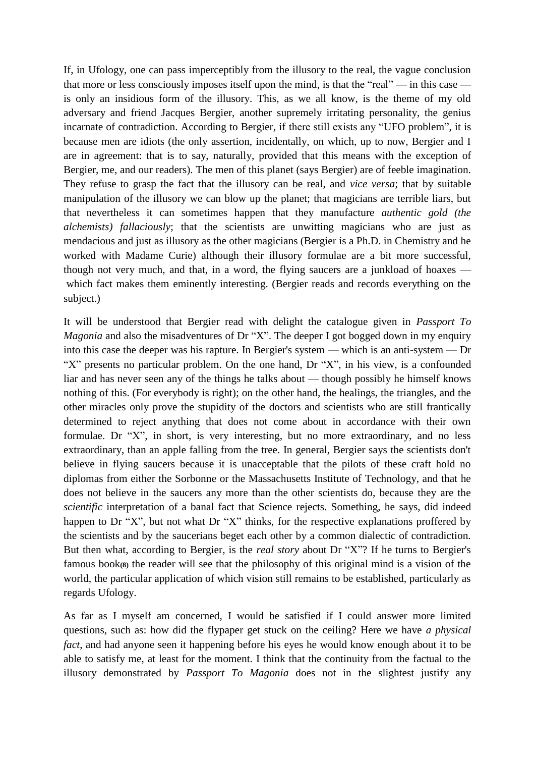If, in Ufology, one can pass imperceptibly from the illusory to the real, the vague conclusion that more or less consciously imposes itself upon the mind, is that the "real" — in this case — is only an insidious form of the illusory. This, as we all know, is the theme of my old adversary and friend Jacques Bergier, another supremely irritating personality, the genius incarnate of contradiction. According to Bergier, if there still exists any "UFO problem", it is because men are idiots (the only assertion, incidentally, on which, up to now, Bergier and I are in agreement: that is to say, naturally, provided that this means with the exception of Bergier, me, and our readers). The men of this planet (says Bergier) are of feeble imagination. They refuse to grasp the fact that the illusory can be real, and *vice versa*; that by suitable manipulation of the illusory we can blow up the planet; that magicians are terrible liars, but that nevertheless it can sometimes happen that they manufacture *authentic gold (the alchemists) fallaciously*; that the scientists are unwitting magicians who are just as mendacious and just as illusory as the other magicians (Bergier is a Ph.D. in Chemistry and he worked with Madame Curie) although their illusory formulae are a bit more successful, though not very much, and that, in a word, the flying saucers are a junkload of hoaxes — which fact makes them eminently interesting. (Bergier reads and records everything on the subject.)

It will be understood that Bergier read with delight the catalogue given in *Passport To Magonia* and also the misadventures of Dr "X". The deeper I got bogged down in my enquiry into this case the deeper was his rapture. In Bergier's system — which is an anti-system — Dr "X" presents no particular problem. On the one hand, Dr "X", in his view, is a confounded liar and has never seen any of the things he talks about — though possibly he himself knows nothing of this. (For everybody is right); on the other hand, the healings, the triangles, and the other miracles only prove the stupidity of the doctors and scientists who are still frantically determined to reject anything that does not come about in accordance with their own formulae. Dr "X", in short, is very interesting, but no more extraordinary, and no less extraordinary, than an apple falling from the tree. In general, Bergier says the scientists don't believe in flying saucers because it is unacceptable that the pilots of these craft hold no diplomas from either the Sorbonne or the Massachusetts Institute of Technology, and that he does not believe in the saucers any more than the other scientists do, because they are the *scientific* interpretation of a banal fact that Science rejects. Something, he says, did indeed happen to Dr "X", but not what Dr "X" thinks, for the respective explanations proffered by the scientists and by the saucerians beget each other by a common dialectic of contradiction. But then what, according to Bergier, is the *real story* about Dr "X"? If he turns to Bergier's famous book**(8)** the reader will see that the philosophy of this original mind is a vision of the world, the particular application of which vision still remains to be established, particularly as regards Ufology.

As far as I myself am concerned, I would be satisfied if I could answer more limited questions, such as: how did the flypaper get stuck on the ceiling? Here we have *a physical fact*, and had anyone seen it happening before his eyes he would know enough about it to be able to satisfy me, at least for the moment. I think that the continuity from the factual to the illusory demonstrated by *Passport To Magonia* does not in the slightest justify any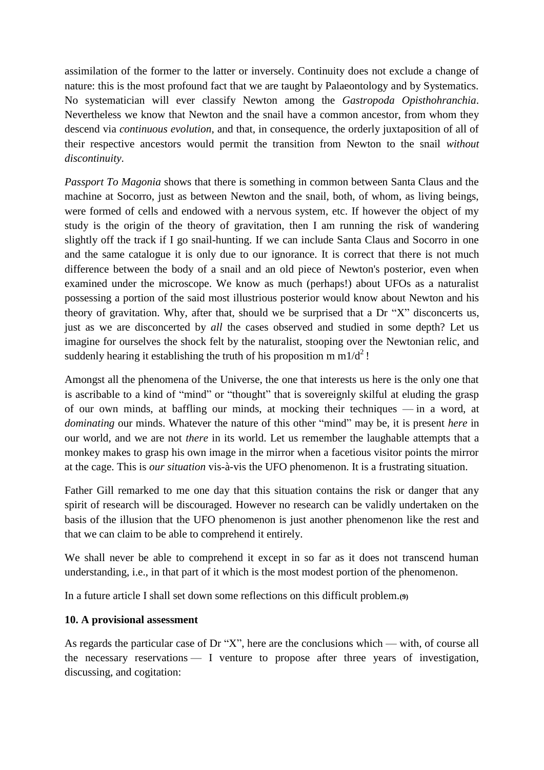assimilation of the former to the latter or inversely. Continuity does not exclude a change of nature: this is the most profound fact that we are taught by Palaeontology and by Systematics. No systematician will ever classify Newton among the *Gastropoda Opisthohranchia*. Nevertheless we know that Newton and the snail have a common ancestor, from whom they descend via *continuous evolution*, and that, in consequence, the orderly juxtaposition of all of their respective ancestors would permit the transition from Newton to the snail *without discontinuity*.

*Passport To Magonia* shows that there is something in common between Santa Claus and the machine at Socorro, just as between Newton and the snail, both, of whom, as living beings, were formed of cells and endowed with a nervous system, etc. If however the object of my study is the origin of the theory of gravitation, then I am running the risk of wandering slightly off the track if I go snail-hunting. If we can include Santa Claus and Socorro in one and the same catalogue it is only due to our ignorance. It is correct that there is not much difference between the body of a snail and an old piece of Newton's posterior, even when examined under the microscope. We know as much (perhaps!) about UFOs as a naturalist possessing a portion of the said most illustrious posterior would know about Newton and his theory of gravitation. Why, after that, should we be surprised that a Dr "X" disconcerts us, just as we are disconcerted by *all* the cases observed and studied in some depth? Let us imagine for ourselves the shock felt by the naturalist, stooping over the Newtonian relic, and suddenly hearing it establishing the truth of his proposition $m\ m1/d^2$ !

Amongst all the phenomena of the Universe, the one that interests us here is the only one that is ascribable to a kind of "mind" or "thought" that is sovereignly skilful at eluding the grasp of our own minds, at baffling our minds, at mocking their techniques — in a word, at *dominating* our minds. Whatever the nature of this other "mind" may be, it is present *here* in our world, and we are not *there* in its world. Let us remember the laughable attempts that a monkey makes to grasp his own image in the mirror when a facetious visitor points the mirror at the cage. This is *our situation* vis-à-vis the UFO phenomenon. It is a frustrating situation.

Father Gill remarked to me one day that this situation contains the risk or danger that any spirit of research will be discouraged. However no research can be validly undertaken on the basis of the illusion that the UFO phenomenon is just another phenomenon like the rest and that we can claim to be able to comprehend it entirely.

We shall never be able to comprehend it except in so far as it does not transcend human understanding, i.e., in that part of it which is the most modest portion of the phenomenon.

In a future article I shall set down some reflections on this difficult problem.**(9)**

**10. A provisional assessment**

As regards the particular case of Dr "X", here are the conclusions which — with, of course all the necessary reservations — I venture to propose after three years of investigation, discussing, and cogitation: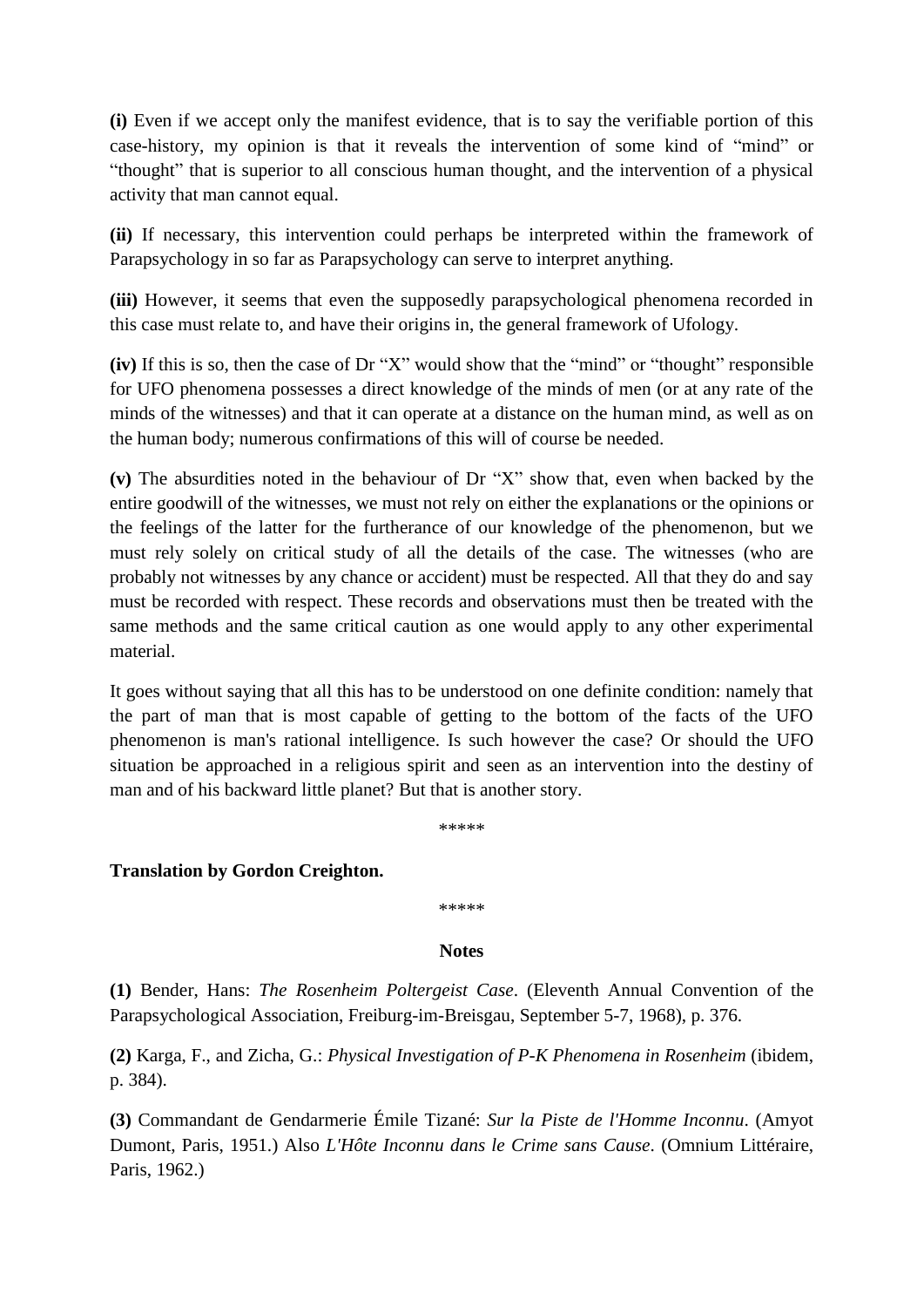**(i)** Even if we accept only the manifest evidence, that is to say the verifiable portion of this case-history, my opinion is that it reveals the intervention of some kind of "mind" or "thought" that is superior to all conscious human thought, and the intervention of a physical activity that man cannot equal.

**(ii)** If necessary, this intervention could perhaps be interpreted within the framework of Parapsychology in so far as Parapsychology can serve to interpret anything.

**(iii)** However, it seems that even the supposedly parapsychological phenomena recorded in this case must relate to, and have their origins in, the general framework of Ufology.

**(iv)** If this is so, then the case of Dr "X" would show that the "mind" or "thought" responsible for UFO phenomena possesses a direct knowledge of the minds of men (or at any rate of the minds of the witnesses) and that it can operate at a distance on the human mind, as well as on the human body; numerous confirmations of this will of course be needed.

**(v)** The absurdities noted in the behaviour of Dr "X" show that, even when backed by the entire goodwill of the witnesses, we must not rely on either the explanations or the opinions or the feelings of the latter for the furtherance of our knowledge of the phenomenon, but we must rely solely on critical study of all the details of the case. The witnesses (who are probably not witnesses by any chance or accident) must be respected. All that they do and say must be recorded with respect. These records and observations must then be treated with the same methods and the same critical caution as one would apply to any other experimental material.

It goes without saying that all this has to be understood on one definite condition: namely that the part of man that is most capable of getting to the bottom of the facts of the UFO phenomenon is man's rational intelligence. Is such however the case? Or should the UFO situation be approached in a religious spirit and seen as an intervention into the destiny of man and of his backward little planet? But that is another story.

*****

**Translation by Gordon Creighton.**

*****

**Notes**

**(1)** Bender, Hans: *The Rosenheim Poltergeist Case*. (Eleventh Annual Convention of the Parapsychological Association, Freiburg-im-Breisgau, September 5-7, 1968), p. 376.

**(2)** Karga, F., and Zicha, G.: *Physical Investigation of P-K Phenomena in Rosenheim* (ibidem, p. 384).

**(3)** Commandant de Gendarmerie Émile Tizané: *Sur la Piste de l'Homme Inconnu*. (Amyot Dumont, Paris, 1951.) Also *L'Hôte Inconnu dans le Crime sans Cause*. (Omnium Littéraire, Paris, 1962.)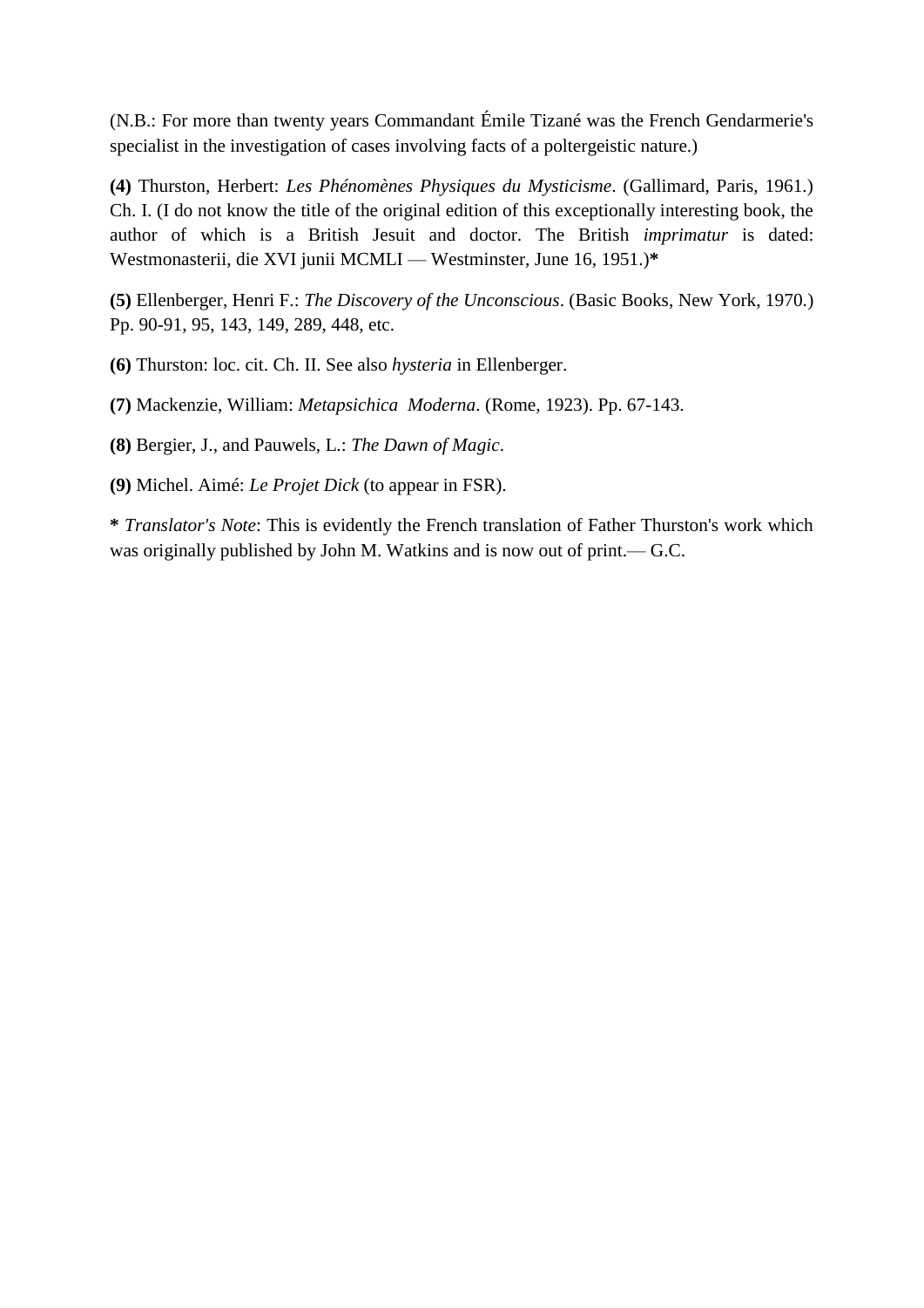(N.B.: For more than twenty years Commandant Émile Tizané was the French Gendarmerie's specialist in the investigation of cases involving facts of a poltergeistic nature.)

**(4)** Thurston, Herbert: *Les Phénomènes Physiques du Mysticisme*. (Gallimard, Paris, 1961.) Ch. I. (I do not know the title of the original edition of this exceptionally interesting book, the author of which is a British Jesuit and doctor. The British *imprimatur* is dated: Westmonasterii, die XVI junii MCMLI — Westminster, June 16, 1951.)**\***

**(5)** Ellenberger, Henri F.: *The Discovery of the Unconscious*. (Basic Books, New York, 1970.) Pp. 90-91, 95, 143, 149, 289, 448, etc.

**(6)** Thurston: loc. cit. Ch. II. See also *hysteria* in Ellenberger.

**(7)** Mackenzie, William: *Metapsichica Moderna*. (Rome, 1923). Pp. 67-143.

**(8)** Bergier, J., and Pauwels, L.: *The Dawn of Magic*.

**(9)** Michel. Aimé: *Le Projet Dick* (to appear in FSR).

**\*** *Translator's Note*: This is evidently the French translation of Father Thurston's work which was originally published by John M. Watkins and is now out of print.— G.C.